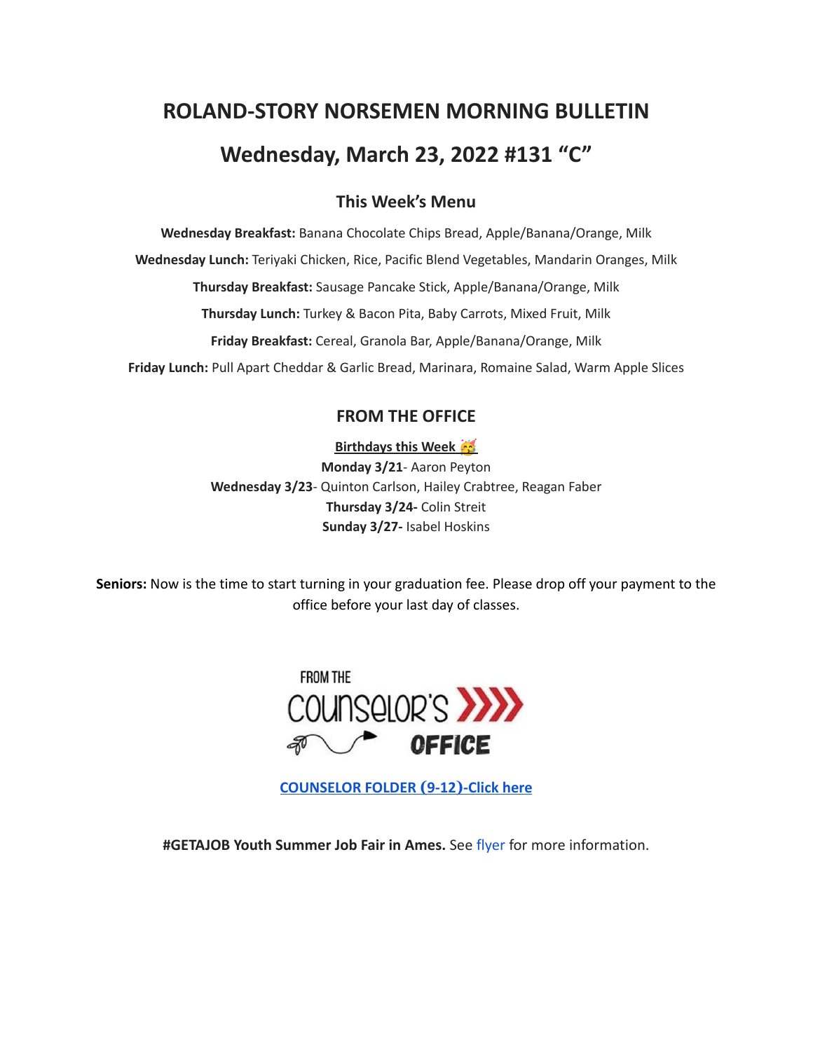# ROLAND-STORY NORSEMEN MORNING BULLETIN

# Wednesday, March 23, 2022 #131 "C"

### This Week's Menu

**Wednesday Breakfast:** Banana Chocolate Chips Bread, Apple/Banana/Orange, Milk

**Wednesday Lunch:** Teriyaki Chicken, Rice, Pacific Blend Vegetables, Mandarin Oranges, Milk

**Thursday Breakfast:** Sausage Pancake Stick, Apple/Banana/Orange, Milk

**Thursday Lunch:** Turkey & Bacon Pita, Baby Carrots, Mixed Fruit, Milk

**Friday Breakfast:** Cereal, Granola Bar, Apple/Banana/Orange, Milk

**Friday Lunch:** Pull Apart Cheddar & Garlic Bread, Marinara, Romaine Salad, Warm Apple Slices

### FROM THE OFFICE

**Birthdays this Week 🥳**

**Monday 3/21**- Aaron Peyton
**Wednesday 3/23**- Quinton Carlson, Hailey Crabtree, Reagan Faber
**Thursday 3/24-** Colin Streit
**Sunday 3/27-** Isabel Hoskins

**Seniors:** Now is the time to start turning in your graduation fee. Please drop off your payment to the office before your last day of classes.

FROM THE COUNSELOR'S OFFICE

**COUNSELOR FOLDER (9-12)-Click here**

**#GETAJOB Youth Summer Job Fair in Ames.** See flyer for more information.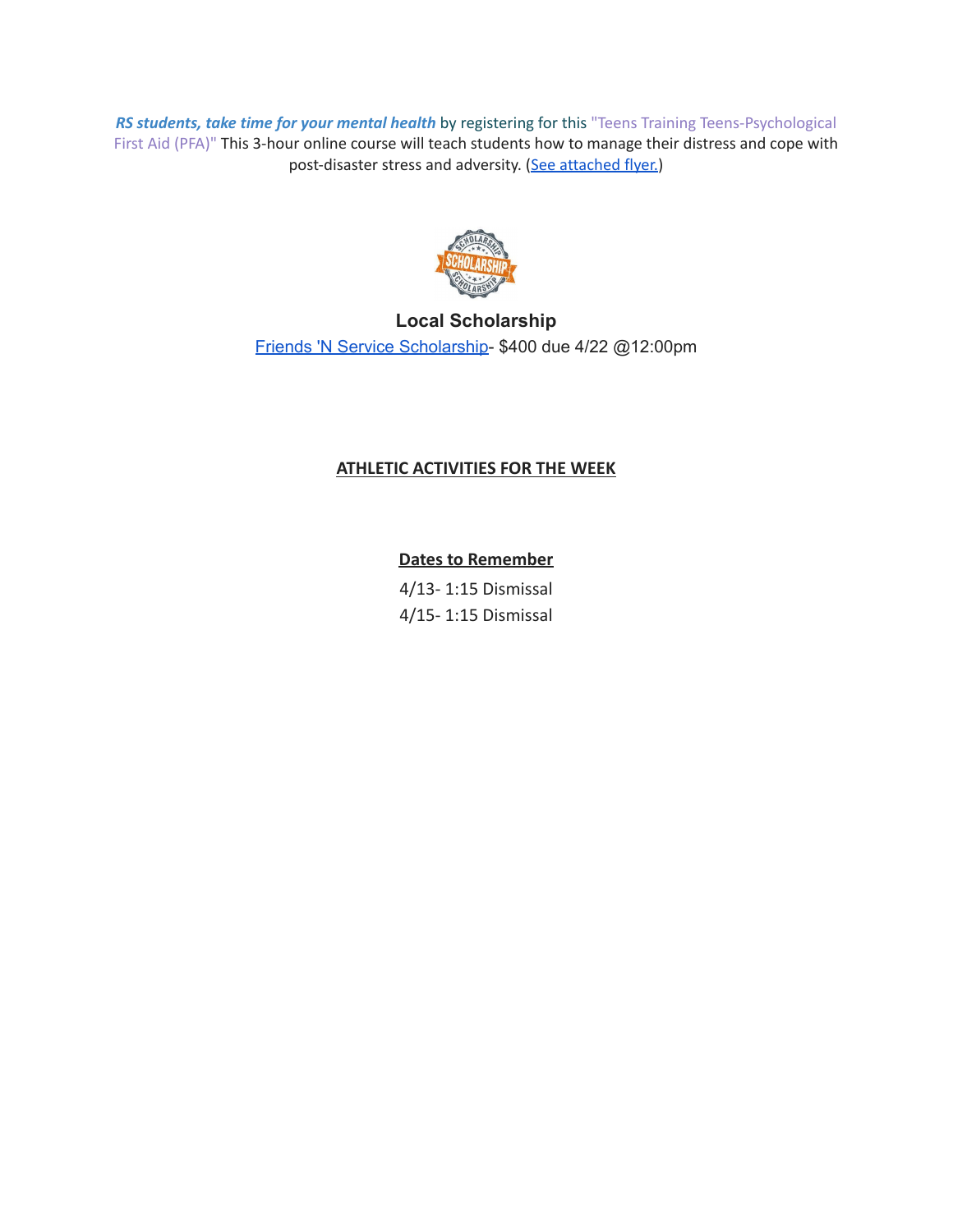***RS students, take time for your mental health*** by registering for this "Teens Training Teens-Psychological First Aid (PFA)" This 3-hour online course will teach students how to manage their distress and cope with post-disaster stress and adversity. (See attached flyer.)

**Local Scholarship**

Friends 'N Service Scholarship- $400 due 4/22 @12:00pm

**ATHLETIC ACTIVITIES FOR THE WEEK**

**Dates to Remember**

4/13- 1:15 Dismissal

4/15- 1:15 Dismissal